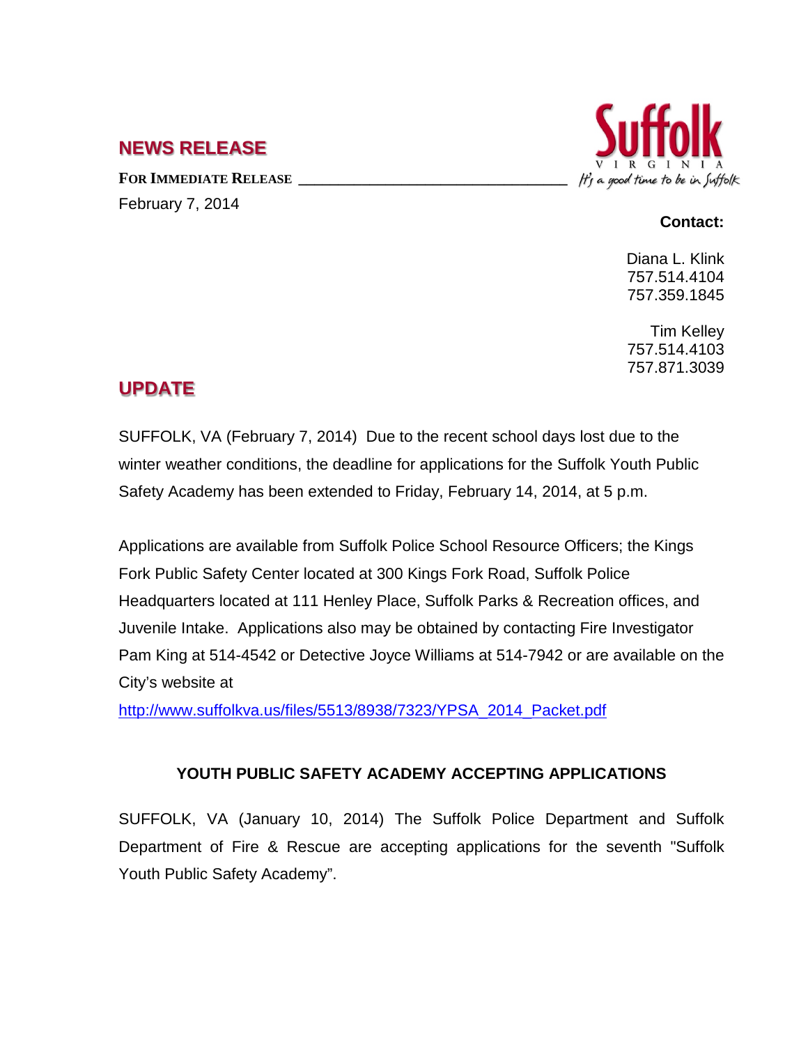## NEWS RELEASE

**FOR IMMEDIATE RELEASE**

February 7, 2014

Suffolk VIRGINIA It's a good time to be in Suffolk

**Contact:**

Diana L. Klink
757.514.4104
757.359.1845

Tim Kelley
757.514.4103
757.871.3039

## UPDATE

SUFFOLK, VA (February 7, 2014) Due to the recent school days lost due to the winter weather conditions, the deadline for applications for the Suffolk Youth Public Safety Academy has been extended to Friday, February 14, 2014, at 5 p.m.

Applications are available from Suffolk Police School Resource Officers; the Kings Fork Public Safety Center located at 300 Kings Fork Road, Suffolk Police Headquarters located at 111 Henley Place, Suffolk Parks & Recreation offices, and Juvenile Intake. Applications also may be obtained by contacting Fire Investigator Pam King at 514-4542 or Detective Joyce Williams at 514-7942 or are available on the City's website at

http://www.suffolkva.us/files/5513/8938/7323/YPSA_2014_Packet.pdf

### YOUTH PUBLIC SAFETY ACADEMY ACCEPTING APPLICATIONS

SUFFOLK, VA (January 10, 2014) The Suffolk Police Department and Suffolk Department of Fire & Rescue are accepting applications for the seventh "Suffolk Youth Public Safety Academy".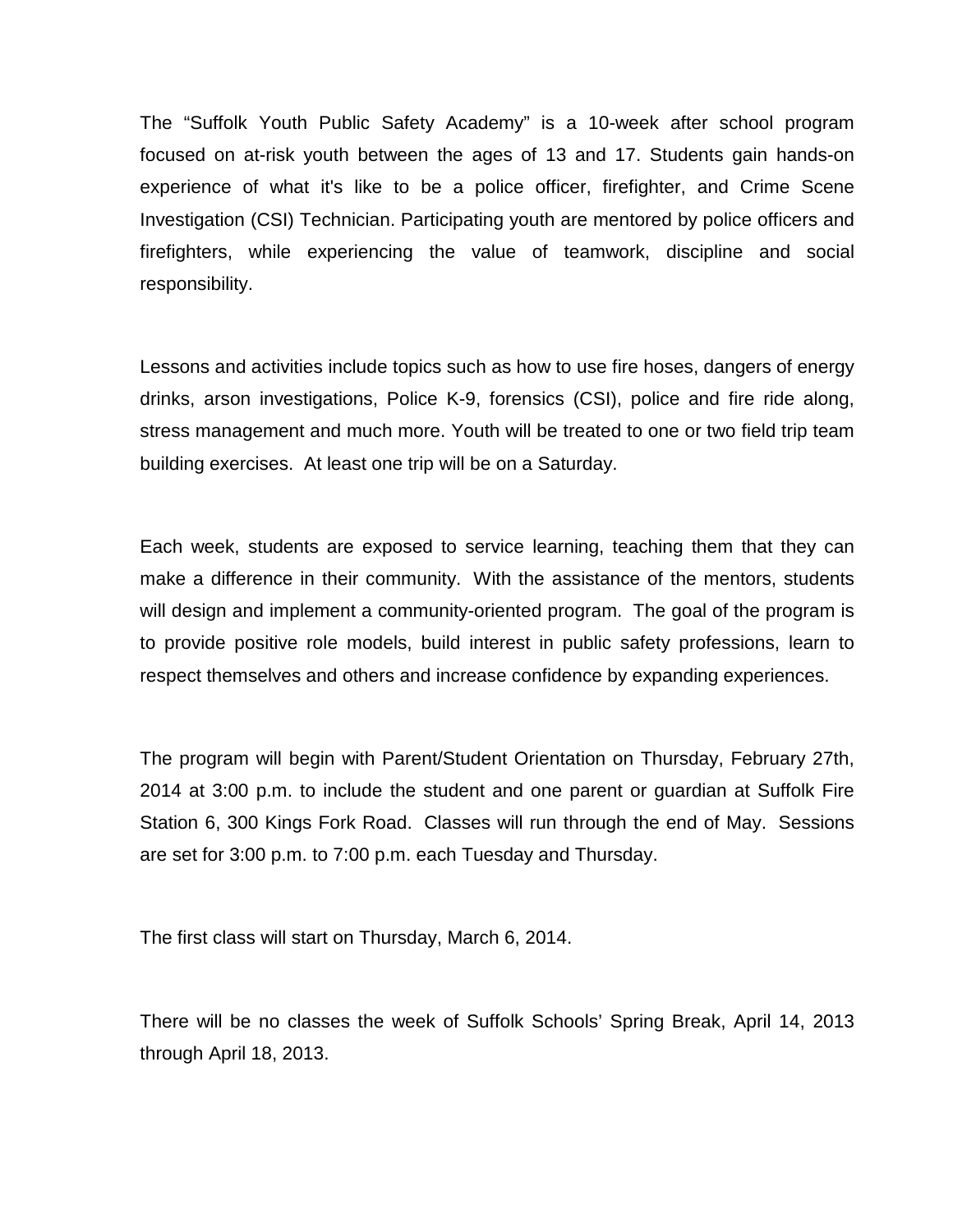The "Suffolk Youth Public Safety Academy" is a 10-week after school program focused on at-risk youth between the ages of 13 and 17. Students gain hands-on experience of what it's like to be a police officer, firefighter, and Crime Scene Investigation (CSI) Technician. Participating youth are mentored by police officers and firefighters, while experiencing the value of teamwork, discipline and social responsibility.

Lessons and activities include topics such as how to use fire hoses, dangers of energy drinks, arson investigations, Police K-9, forensics (CSI), police and fire ride along, stress management and much more. Youth will be treated to one or two field trip team building exercises. At least one trip will be on a Saturday.

Each week, students are exposed to service learning, teaching them that they can make a difference in their community. With the assistance of the mentors, students will design and implement a community-oriented program. The goal of the program is to provide positive role models, build interest in public safety professions, learn to respect themselves and others and increase confidence by expanding experiences.

The program will begin with Parent/Student Orientation on Thursday, February 27th, 2014 at 3:00 p.m. to include the student and one parent or guardian at Suffolk Fire Station 6, 300 Kings Fork Road. Classes will run through the end of May. Sessions are set for 3:00 p.m. to 7:00 p.m. each Tuesday and Thursday.

The first class will start on Thursday, March 6, 2014.

There will be no classes the week of Suffolk Schools' Spring Break, April 14, 2013 through April 18, 2013.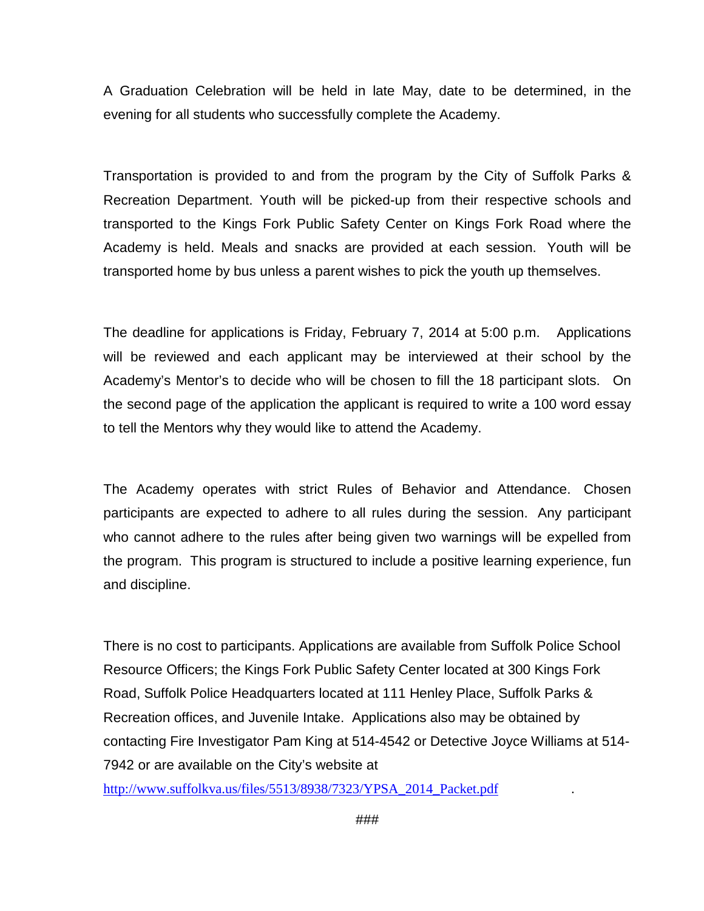A Graduation Celebration will be held in late May, date to be determined, in the evening for all students who successfully complete the Academy.

Transportation is provided to and from the program by the City of Suffolk Parks & Recreation Department. Youth will be picked-up from their respective schools and transported to the Kings Fork Public Safety Center on Kings Fork Road where the Academy is held. Meals and snacks are provided at each session. Youth will be transported home by bus unless a parent wishes to pick the youth up themselves.

The deadline for applications is Friday, February 7, 2014 at 5:00 p.m. Applications will be reviewed and each applicant may be interviewed at their school by the Academy's Mentor's to decide who will be chosen to fill the 18 participant slots. On the second page of the application the applicant is required to write a 100 word essay to tell the Mentors why they would like to attend the Academy.

The Academy operates with strict Rules of Behavior and Attendance. Chosen participants are expected to adhere to all rules during the session. Any participant who cannot adhere to the rules after being given two warnings will be expelled from the program. This program is structured to include a positive learning experience, fun and discipline.

There is no cost to participants. Applications are available from Suffolk Police School Resource Officers; the Kings Fork Public Safety Center located at 300 Kings Fork Road, Suffolk Police Headquarters located at 111 Henley Place, Suffolk Parks & Recreation offices, and Juvenile Intake. Applications also may be obtained by contacting Fire Investigator Pam King at 514-4542 or Detective Joyce Williams at 514-7942 or are available on the City's website at http://www.suffolkva.us/files/5513/8938/7323/YPSA_2014_Packet.pdf .

###